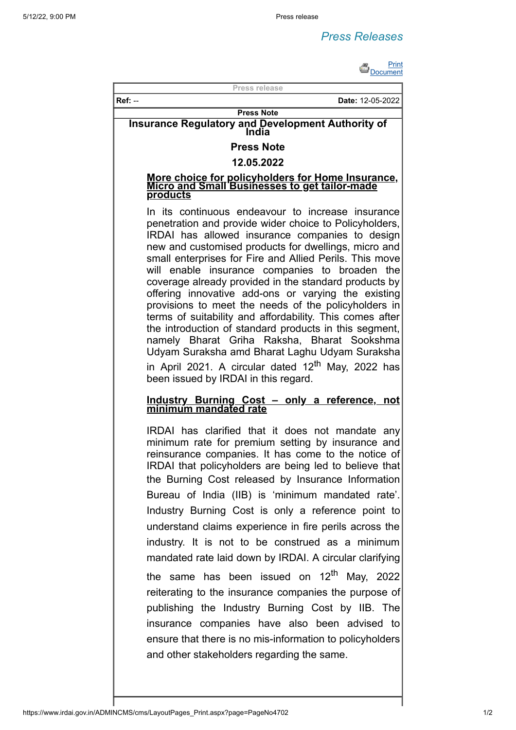# Press Releases

Print Document

| Press release | |
|---|---|
| **Ref:** -- | **Date:** 12-05-2022 |

**Press Note**

## Insurance Regulatory and Development Authority of India

### Press Note

### 12.05.2022

**More choice for policyholders for Home Insurance, Micro and Small Businesses to get tailor-made products**

In its continuous endeavour to increase insurance penetration and provide wider choice to Policyholders, IRDAI has allowed insurance companies to design new and customised products for dwellings, micro and small enterprises for Fire and Allied Perils. This move will enable insurance companies to broaden the coverage already provided in the standard products by offering innovative add-ons or varying the existing provisions to meet the needs of the policyholders in terms of suitability and affordability. This comes after the introduction of standard products in this segment, namely Bharat Griha Raksha, Bharat Sookshma Udyam Suraksha amd Bharat Laghu Udyam Suraksha in April 2021. A circular dated 12th May, 2022 has been issued by IRDAI in this regard.

**Industry Burning Cost – only a reference, not minimum mandated rate**

IRDAI has clarified that it does not mandate any minimum rate for premium setting by insurance and reinsurance companies. It has come to the notice of IRDAI that policyholders are being led to believe that the Burning Cost released by Insurance Information Bureau of India (IIB) is 'minimum mandated rate'. Industry Burning Cost is only a reference point to understand claims experience in fire perils across the industry. It is not to be construed as a minimum mandated rate laid down by IRDAI. A circular clarifying the same has been issued on 12th May, 2022 reiterating to the insurance companies the purpose of publishing the Industry Burning Cost by IIB. The insurance companies have also been advised to ensure that there is no mis-information to policyholders and other stakeholders regarding the same.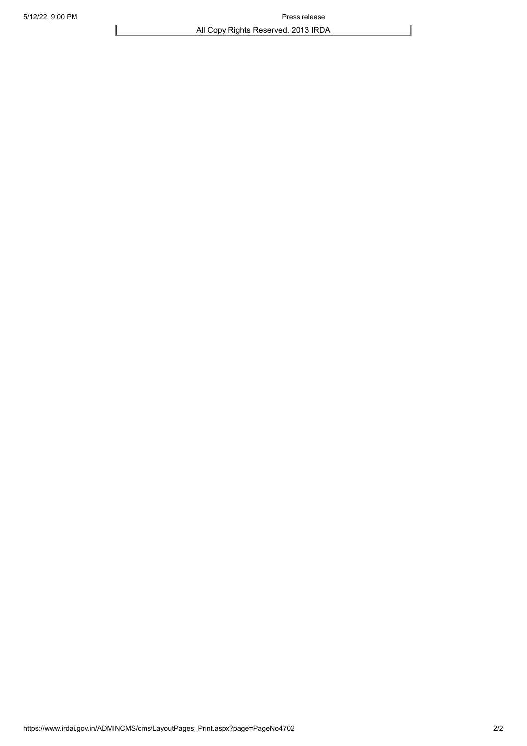All Copy Rights Reserved. 2013 IRDA